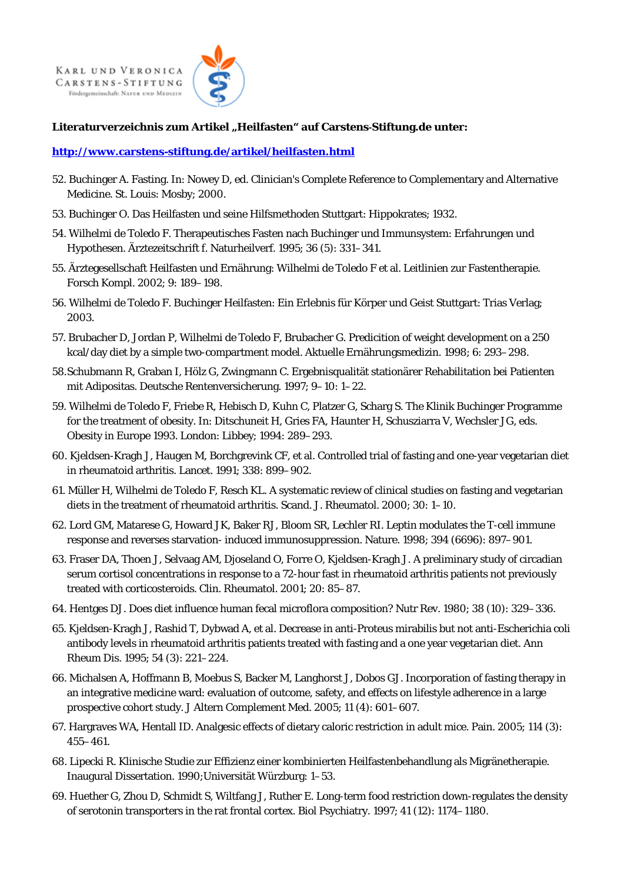KARL UND VERONICA CARSTENS-STIFTUNG
Fördergemeinschaft: Natur und Medizin

**Literaturverzeichnis zum Artikel „Heilfasten“ auf Carstens-Stiftung.de unter:**

**http://www.carstens-stiftung.de/artikel/heilfasten.html**

52. Buchinger A. Fasting. In: Nowey D, ed. Clinician's Complete Reference to Complementary and Alternative Medicine. St. Louis: Mosby; 2000.
53. Buchinger O. Das Heilfasten und seine Hilfsmethoden Stuttgart: Hippokrates; 1932.
54. Wilhelmi de Toledo F. Therapeutisches Fasten nach Buchinger und Immunsystem: Erfahrungen und Hypothesen. Ärztezeitschrift f. Naturheilverf. 1995; 36 (5): 331–341.
55. Ärztegesellschaft Heilfasten und Ernährung: Wilhelmi de Toledo F et al. Leitlinien zur Fastentherapie. Forsch Kompl. 2002; 9: 189–198.
56. Wilhelmi de Toledo F. Buchinger Heilfasten: Ein Erlebnis für Körper und Geist Stuttgart: Trias Verlag; 2003.
57. Brubacher D, Jordan P, Wilhelmi de Toledo F, Brubacher G. Predicition of weight development on a 250 kcal/day diet by a simple two-compartment model. Aktuelle Ernährungsmedizin. 1998; 6: 293–298.
58. Schubmann R, Graban I, Hölz G, Zwingmann C. Ergebnisqualität stationärer Rehabilitation bei Patienten mit Adipositas. Deutsche Rentenversicherung. 1997; 9–10: 1–22.
59. Wilhelmi de Toledo F, Friebe R, Hebisch D, Kuhn C, Platzer G, Scharg S. The Klinik Buchinger Programme for the treatment of obesity. In: Ditschuneit H, Gries FA, Haunter H, Schusziarra V, Wechsler JG, eds. Obesity in Europe 1993. London: Libbey; 1994: 289–293.
60. Kjeldsen-Kragh J, Haugen M, Borchgrevink CF, et al. Controlled trial of fasting and one-year vegetarian diet in rheumatoid arthritis. Lancet. 1991; 338: 899–902.
61. Müller H, Wilhelmi de Toledo F, Resch KL. A systematic review of clinical studies on fasting and vegetarian diets in the treatment of rheumatoid arthritis. Scand. J. Rheumatol. 2000; 30: 1–10.
62. Lord GM, Matarese G, Howard JK, Baker RJ, Bloom SR, Lechler RI. Leptin modulates the T-cell immune response and reverses starvation- induced immunosuppression. Nature. 1998; 394 (6696): 897–901.
63. Fraser DA, Thoen J, Selvaag AM, Djoseland O, Forre O, Kjeldsen-Kragh J. A preliminary study of circadian serum cortisol concentrations in response to a 72-hour fast in rheumatoid arthritis patients not previously treated with corticosteroids. Clin. Rheumatol. 2001; 20: 85–87.
64. Hentges DJ. Does diet influence human fecal microflora composition? Nutr Rev. 1980; 38 (10): 329–336.
65. Kjeldsen-Kragh J, Rashid T, Dybwad A, et al. Decrease in anti-Proteus mirabilis but not anti-Escherichia coli antibody levels in rheumatoid arthritis patients treated with fasting and a one year vegetarian diet. Ann Rheum Dis. 1995; 54 (3): 221–224.
66. Michalsen A, Hoffmann B, Moebus S, Backer M, Langhorst J, Dobos GJ. Incorporation of fasting therapy in an integrative medicine ward: evaluation of outcome, safety, and effects on lifestyle adherence in a large prospective cohort study. J Altern Complement Med. 2005; 11 (4): 601–607.
67. Hargraves WA, Hentall ID. Analgesic effects of dietary caloric restriction in adult mice. Pain. 2005; 114 (3): 455–461.
68. Lipecki R. Klinische Studie zur Effizienz einer kombinierten Heilfastenbehandlung als Migränetherapie. Inaugural Dissertation. 1990;Universität Würzburg: 1–53.
69. Huether G, Zhou D, Schmidt S, Wiltfang J, Ruther E. Long-term food restriction down-regulates the density of serotonin transporters in the rat frontal cortex. Biol Psychiatry. 1997; 41 (12): 1174–1180.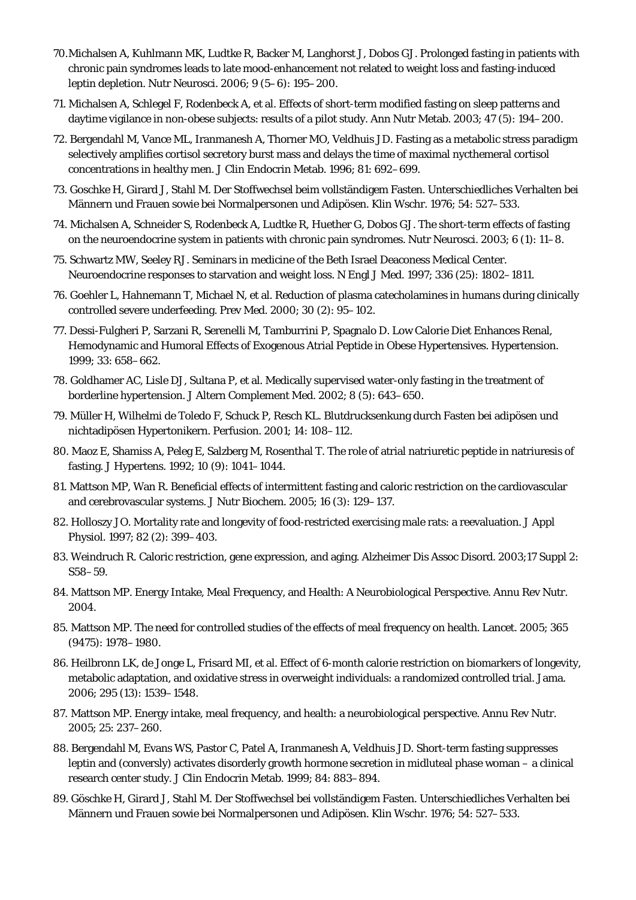70. Michalsen A, Kuhlmann MK, Ludtke R, Backer M, Langhorst J, Dobos GJ. Prolonged fasting in patients with chronic pain syndromes leads to late mood-enhancement not related to weight loss and fasting-induced leptin depletion. Nutr Neurosci. 2006; 9 (5–6): 195–200.

71. Michalsen A, Schlegel F, Rodenbeck A, et al. Effects of short-term modified fasting on sleep patterns and daytime vigilance in non-obese subjects: results of a pilot study. Ann Nutr Metab. 2003; 47 (5): 194–200.

72. Bergendahl M, Vance ML, Iranmanesh A, Thorner MO, Veldhuis JD. Fasting as a metabolic stress paradigm selectively amplifies cortisol secretory burst mass and delays the time of maximal nycthemeral cortisol concentrations in healthy men. J Clin Endocrin Metab. 1996; 81: 692–699.

73. Goschke H, Girard J, Stahl M. Der Stoffwechsel beim vollständigem Fasten. Unterschiedliches Verhalten bei Männern und Frauen sowie bei Normalpersonen und Adipösen. Klin Wschr. 1976; 54: 527–533.

74. Michalsen A, Schneider S, Rodenbeck A, Ludtke R, Huether G, Dobos GJ. The short-term effects of fasting on the neuroendocrine system in patients with chronic pain syndromes. Nutr Neurosci. 2003; 6 (1): 11–8.

75. Schwartz MW, Seeley RJ. Seminars in medicine of the Beth Israel Deaconess Medical Center. Neuroendocrine responses to starvation and weight loss. N Engl J Med. 1997; 336 (25): 1802–1811.

76. Goehler L, Hahnemann T, Michael N, et al. Reduction of plasma catecholamines in humans during clinically controlled severe underfeeding. Prev Med. 2000; 30 (2): 95–102.

77. Dessi-Fulgheri P, Sarzani R, Serenelli M, Tamburrini P, Spagnalo D. Low Calorie Diet Enhances Renal, Hemodynamic and Humoral Effects of Exogenous Atrial Peptide in Obese Hypertensives. Hypertension. 1999; 33: 658–662.

78. Goldhamer AC, Lisle DJ, Sultana P, et al. Medically supervised water-only fasting in the treatment of borderline hypertension. J Altern Complement Med. 2002; 8 (5): 643–650.

79. Müller H, Wilhelmi de Toledo F, Schuck P, Resch KL. Blutdrucksenkung durch Fasten bei adipösen und nichtadipösen Hypertonikern. Perfusion. 2001; 14: 108–112.

80. Maoz E, Shamiss A, Peleg E, Salzberg M, Rosenthal T. The role of atrial natriuretic peptide in natriuresis of fasting. J Hypertens. 1992; 10 (9): 1041–1044.

81. Mattson MP, Wan R. Beneficial effects of intermittent fasting and caloric restriction on the cardiovascular and cerebrovascular systems. J Nutr Biochem. 2005; 16 (3): 129–137.

82. Holloszy JO. Mortality rate and longevity of food-restricted exercising male rats: a reevaluation. J Appl Physiol. 1997; 82 (2): 399–403.

83. Weindruch R. Caloric restriction, gene expression, and aging. Alzheimer Dis Assoc Disord. 2003;17 Suppl 2: S58–59.

84. Mattson MP. Energy Intake, Meal Frequency, and Health: A Neurobiological Perspective. Annu Rev Nutr. 2004.

85. Mattson MP. The need for controlled studies of the effects of meal frequency on health. Lancet. 2005; 365 (9475): 1978–1980.

86. Heilbronn LK, de Jonge L, Frisard MI, et al. Effect of 6-month calorie restriction on biomarkers of longevity, metabolic adaptation, and oxidative stress in overweight individuals: a randomized controlled trial. Jama. 2006; 295 (13): 1539–1548.

87. Mattson MP. Energy intake, meal frequency, and health: a neurobiological perspective. Annu Rev Nutr. 2005; 25: 237–260.

88. Bergendahl M, Evans WS, Pastor C, Patel A, Iranmanesh A, Veldhuis JD. Short-term fasting suppresses leptin and (conversly) activates disorderly growth hormone secretion in midluteal phase woman – a clinical research center study. J Clin Endocrin Metab. 1999; 84: 883–894.

89. Göschke H, Girard J, Stahl M. Der Stoffwechsel bei vollständigem Fasten. Unterschiedliches Verhalten bei Männern und Frauen sowie bei Normalpersonen und Adipösen. Klin Wschr. 1976; 54: 527–533.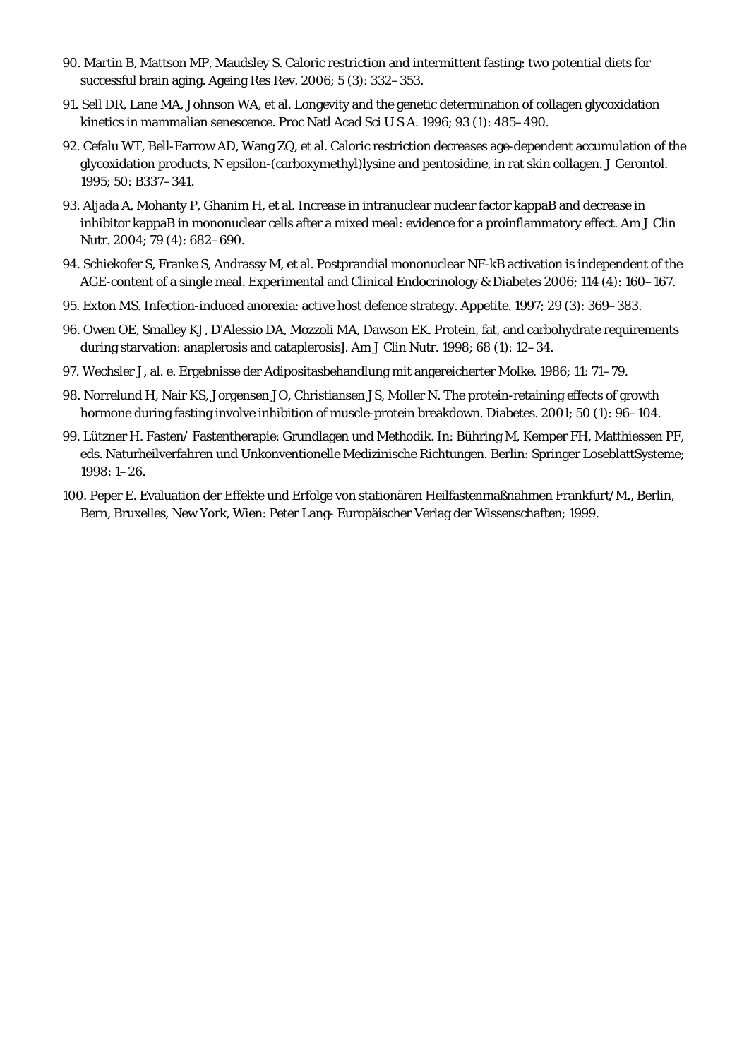90. Martin B, Mattson MP, Maudsley S. Caloric restriction and intermittent fasting: two potential diets for successful brain aging. Ageing Res Rev. 2006; 5 (3): 332–353.

91. Sell DR, Lane MA, Johnson WA, et al. Longevity and the genetic determination of collagen glycoxidation kinetics in mammalian senescence. Proc Natl Acad Sci U S A. 1996; 93 (1): 485–490.

92. Cefalu WT, Bell-Farrow AD, Wang ZQ, et al. Caloric restriction decreases age-dependent accumulation of the glycoxidation products, N epsilon-(carboxymethyl)lysine and pentosidine, in rat skin collagen. J Gerontol. 1995; 50: B337–341.

93. Aljada A, Mohanty P, Ghanim H, et al. Increase in intranuclear nuclear factor kappaB and decrease in inhibitor kappaB in mononuclear cells after a mixed meal: evidence for a proinflammatory effect. Am J Clin Nutr. 2004; 79 (4): 682–690.

94. Schiekofer S, Franke S, Andrassy M, et al. Postprandial mononuclear NF-kB activation is independent of the AGE-content of a single meal. Experimental and Clinical Endocrinology & Diabetes 2006; 114 (4): 160–167.

95. Exton MS. Infection-induced anorexia: active host defence strategy. Appetite. 1997; 29 (3): 369–383.

96. Owen OE, Smalley KJ, D'Alessio DA, Mozzoli MA, Dawson EK. Protein, fat, and carbohydrate requirements during starvation: anaplerosis and cataplerosis]. Am J Clin Nutr. 1998; 68 (1): 12–34.

97. Wechsler J, al. e. Ergebnisse der Adipositasbehandlung mit angereicherter Molke. 1986; 11: 71–79.

98. Norrelund H, Nair KS, Jorgensen JO, Christiansen JS, Moller N. The protein-retaining effects of growth hormone during fasting involve inhibition of muscle-protein breakdown. Diabetes. 2001; 50 (1): 96–104.

99. Lützner H. Fasten/ Fastentherapie: Grundlagen und Methodik. In: Bühring M, Kemper FH, Matthiessen PF, eds. Naturheilverfahren und Unkonventionelle Medizinische Richtungen. Berlin: Springer LoseblattSysteme; 1998: 1–26.

100. Peper E. Evaluation der Effekte und Erfolge von stationären Heilfastenmaßnahmen Frankfurt/M., Berlin, Bern, Bruxelles, New York, Wien: Peter Lang- Europäischer Verlag der Wissenschaften; 1999.